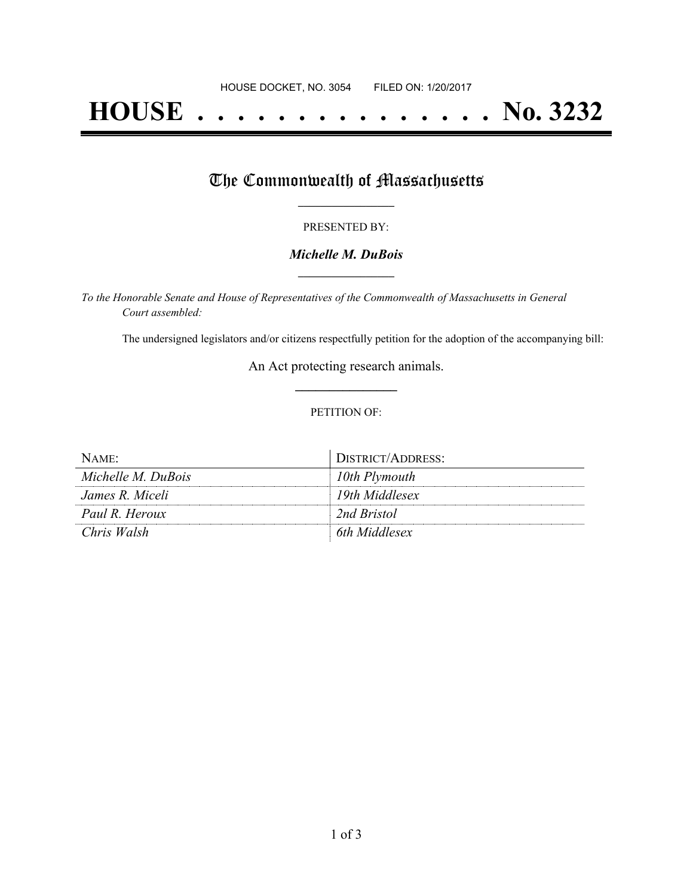HOUSE DOCKET, NO. 3054 FILED ON: 1/20/2017

# HOUSE . . . . . . . . . . . . . . . No. 3232

## The Commonwealth of Massachusetts

PRESENTED BY:

***Michelle M. DuBois***

*To the Honorable Senate and House of Representatives of the Commonwealth of Massachusetts in General Court assembled:*

The undersigned legislators and/or citizens respectfully petition for the adoption of the accompanying bill:

An Act protecting research animals.

PETITION OF:

| NAME: | DISTRICT/ADDRESS: |
|---|---|
| *Michelle M. DuBois* | *10th Plymouth* |
| *James R. Miceli* | *19th Middlesex* |
| *Paul R. Heroux* | *2nd Bristol* |
| *Chris Walsh* | *6th Middlesex* |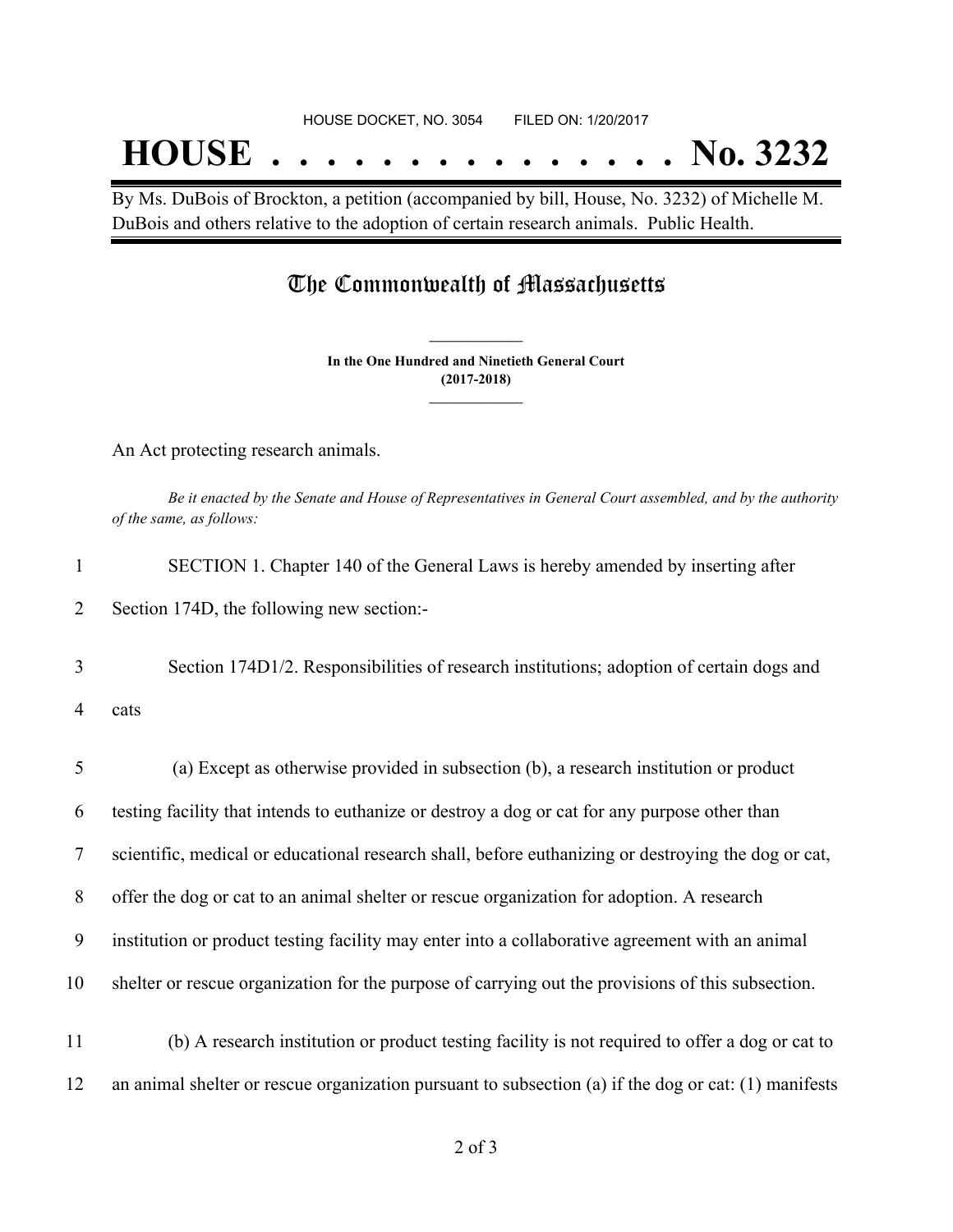HOUSE DOCKET, NO. 3054        FILED ON: 1/20/2017

# HOUSE . . . . . . . . . . . . . . . No. 3232

By Ms. DuBois of Brockton, a petition (accompanied by bill, House, No. 3232) of Michelle M. DuBois and others relative to the adoption of certain research animals. Public Health.

## The Commonwealth of Massachusetts

**In the One Hundred and Ninetieth General Court**
**(2017-2018)**

An Act protecting research animals.

*Be it enacted by the Senate and House of Representatives in General Court assembled, and by the authority of the same, as follows:*

1 SECTION 1. Chapter 140 of the General Laws is hereby amended by inserting after
2 Section 174D, the following new section:-

3 Section 174D1/2. Responsibilities of research institutions; adoption of certain dogs and
4 cats

5 (a) Except as otherwise provided in subsection (b), a research institution or product
6 testing facility that intends to euthanize or destroy a dog or cat for any purpose other than
7 scientific, medical or educational research shall, before euthanizing or destroying the dog or cat,
8 offer the dog or cat to an animal shelter or rescue organization for adoption. A research
9 institution or product testing facility may enter into a collaborative agreement with an animal
10 shelter or rescue organization for the purpose of carrying out the provisions of this subsection.

11 (b) A research institution or product testing facility is not required to offer a dog or cat to
12 an animal shelter or rescue organization pursuant to subsection (a) if the dog or cat: (1) manifests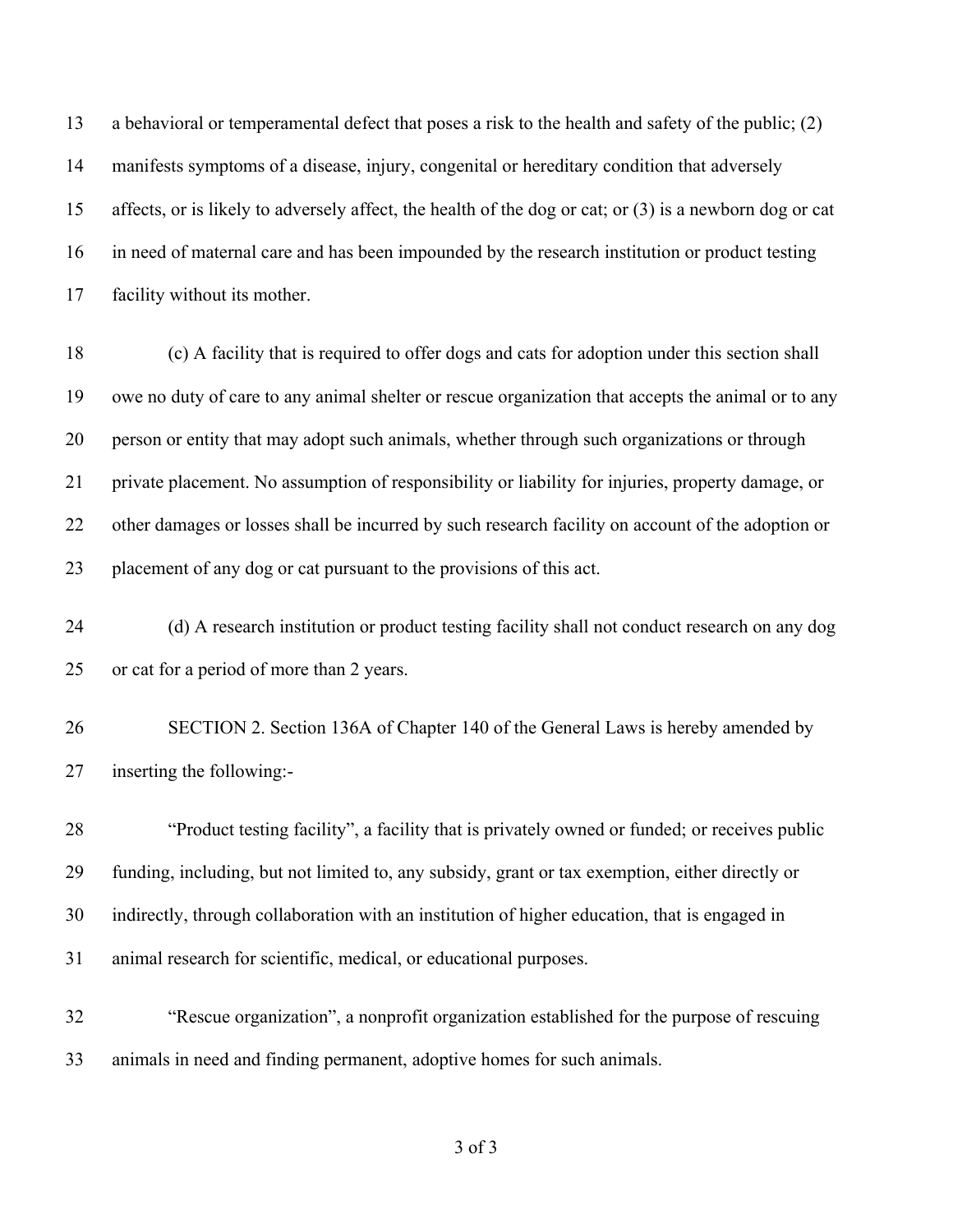a behavioral or temperamental defect that poses a risk to the health and safety of the public; (2) manifests symptoms of a disease, injury, congenital or hereditary condition that adversely affects, or is likely to adversely affect, the health of the dog or cat; or (3) is a newborn dog or cat in need of maternal care and has been impounded by the research institution or product testing facility without its mother.

(c) A facility that is required to offer dogs and cats for adoption under this section shall owe no duty of care to any animal shelter or rescue organization that accepts the animal or to any person or entity that may adopt such animals, whether through such organizations or through private placement. No assumption of responsibility or liability for injuries, property damage, or other damages or losses shall be incurred by such research facility on account of the adoption or placement of any dog or cat pursuant to the provisions of this act.

(d) A research institution or product testing facility shall not conduct research on any dog or cat for a period of more than 2 years.

SECTION 2. Section 136A of Chapter 140 of the General Laws is hereby amended by inserting the following:-

"Product testing facility", a facility that is privately owned or funded; or receives public funding, including, but not limited to, any subsidy, grant or tax exemption, either directly or indirectly, through collaboration with an institution of higher education, that is engaged in animal research for scientific, medical, or educational purposes.

"Rescue organization", a nonprofit organization established for the purpose of rescuing animals in need and finding permanent, adoptive homes for such animals.